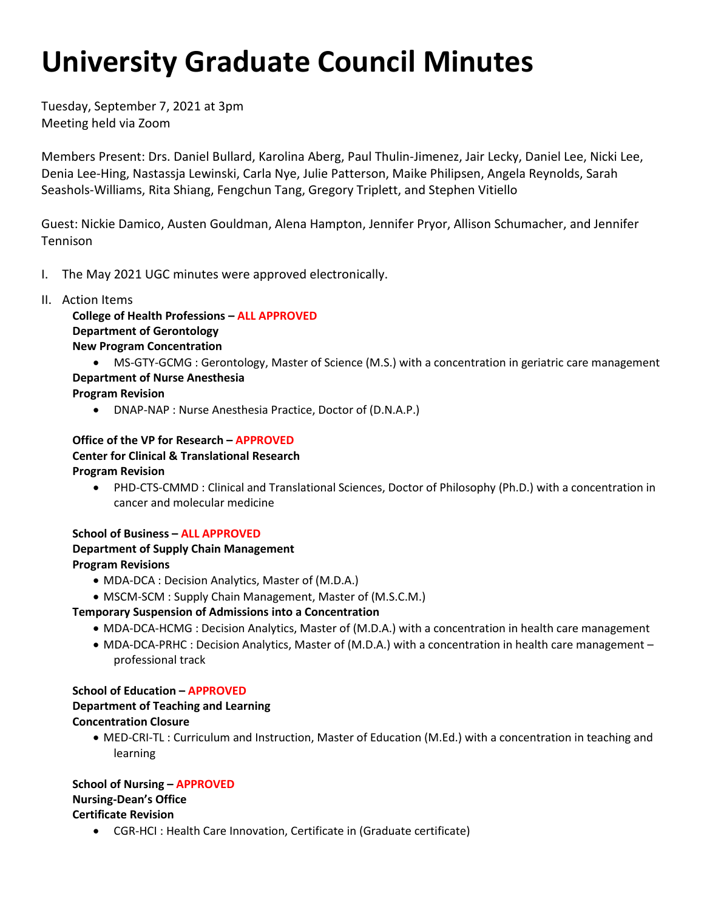# University Graduate Council Minutes

Tuesday, September 7, 2021 at 3pm
Meeting held via Zoom

Members Present: Drs. Daniel Bullard, Karolina Aberg, Paul Thulin-Jimenez, Jair Lecky, Daniel Lee, Nicki Lee, Denia Lee-Hing, Nastassja Lewinski, Carla Nye, Julie Patterson, Maike Philipsen, Angela Reynolds, Sarah Seashols-Williams, Rita Shiang, Fengchun Tang, Gregory Triplett, and Stephen Vitiello

Guest: Nickie Damico, Austen Gouldman, Alena Hampton, Jennifer Pryor, Allison Schumacher, and Jennifer Tennison

I. The May 2021 UGC minutes were approved electronically.

II. Action Items

**College of Health Professions – ALL APPROVED**
**Department of Gerontology**
**New Program Concentration**
- MS-GTY-GCMG : Gerontology, Master of Science (M.S.) with a concentration in geriatric care management

**Department of Nurse Anesthesia**
**Program Revision**
- DNAP-NAP : Nurse Anesthesia Practice, Doctor of (D.N.A.P.)

**Office of the VP for Research – APPROVED**
**Center for Clinical & Translational Research**
**Program Revision**
- PHD-CTS-CMMD : Clinical and Translational Sciences, Doctor of Philosophy (Ph.D.) with a concentration in cancer and molecular medicine

**School of Business – ALL APPROVED**
**Department of Supply Chain Management**
**Program Revisions**
- MDA-DCA : Decision Analytics, Master of (M.D.A.)
- MSCM-SCM : Supply Chain Management, Master of (M.S.C.M.)

**Temporary Suspension of Admissions into a Concentration**
- MDA-DCA-HCMG : Decision Analytics, Master of (M.D.A.) with a concentration in health care management
- MDA-DCA-PRHC : Decision Analytics, Master of (M.D.A.) with a concentration in health care management – professional track

**School of Education – APPROVED**
**Department of Teaching and Learning**
**Concentration Closure**
- MED-CRI-TL : Curriculum and Instruction, Master of Education (M.Ed.) with a concentration in teaching and learning

**School of Nursing – APPROVED**
**Nursing-Dean's Office**
**Certificate Revision**
- CGR-HCI : Health Care Innovation, Certificate in (Graduate certificate)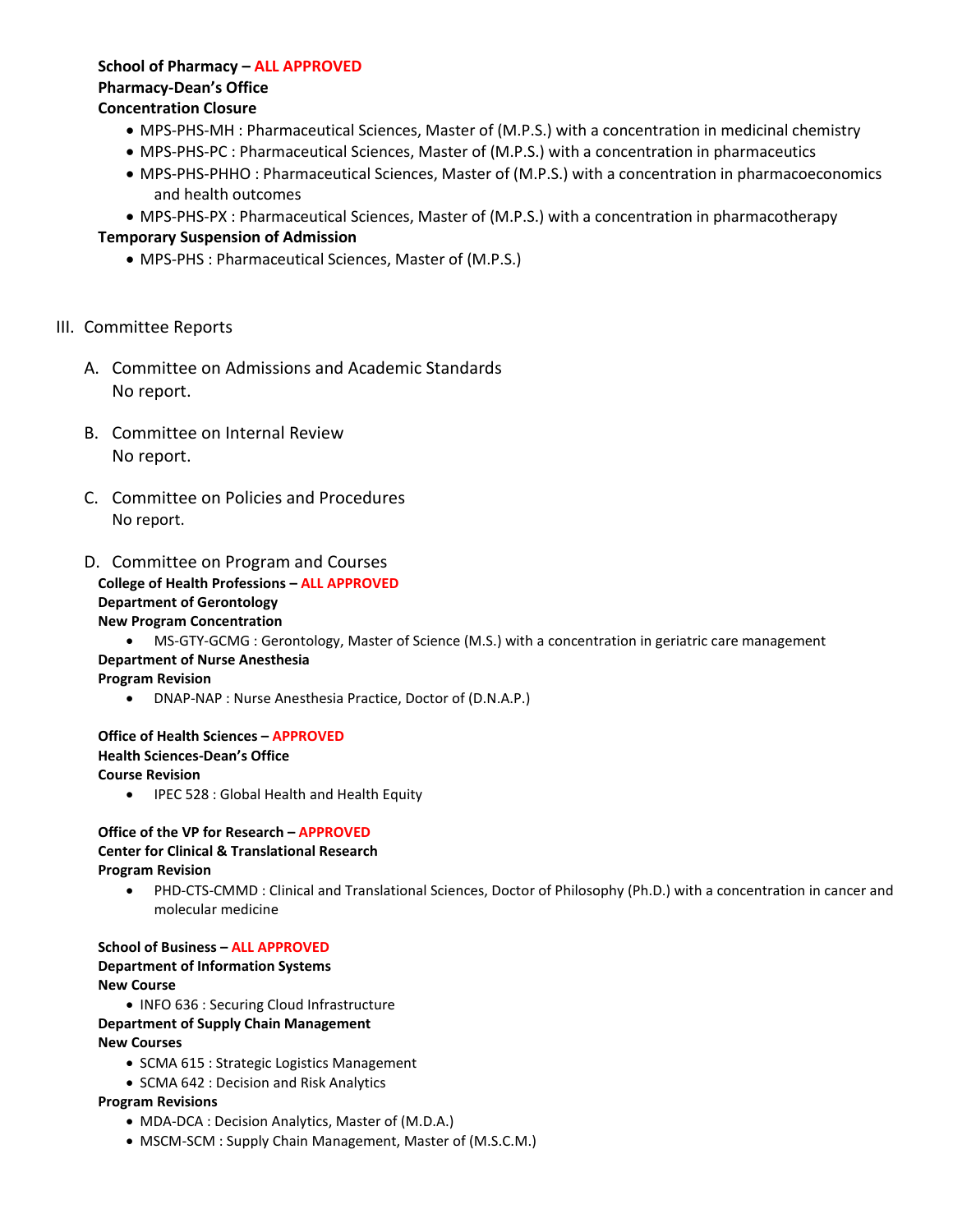**School of Pharmacy – ALL APPROVED**
**Pharmacy-Dean's Office**
**Concentration Closure**

- MPS-PHS-MH : Pharmaceutical Sciences, Master of (M.P.S.) with a concentration in medicinal chemistry
- MPS-PHS-PC : Pharmaceutical Sciences, Master of (M.P.S.) with a concentration in pharmaceutics
- MPS-PHS-PHHO : Pharmaceutical Sciences, Master of (M.P.S.) with a concentration in pharmacoeconomics and health outcomes
- MPS-PHS-PX : Pharmaceutical Sciences, Master of (M.P.S.) with a concentration in pharmacotherapy

**Temporary Suspension of Admission**

- MPS-PHS : Pharmaceutical Sciences, Master of (M.P.S.)

## III. Committee Reports

### A. Committee on Admissions and Academic Standards

No report.

### B. Committee on Internal Review

No report.

### C. Committee on Policies and Procedures

No report.

### D. Committee on Program and Courses

**College of Health Professions – ALL APPROVED**
**Department of Gerontology**
**New Program Concentration**

- MS-GTY-GCMG : Gerontology, Master of Science (M.S.) with a concentration in geriatric care management

**Department of Nurse Anesthesia**
**Program Revision**

- DNAP-NAP : Nurse Anesthesia Practice, Doctor of (D.N.A.P.)

**Office of Health Sciences – APPROVED**
**Health Sciences-Dean's Office**
**Course Revision**

- IPEC 528 : Global Health and Health Equity

**Office of the VP for Research – APPROVED**
**Center for Clinical & Translational Research**
**Program Revision**

- PHD-CTS-CMMD : Clinical and Translational Sciences, Doctor of Philosophy (Ph.D.) with a concentration in cancer and molecular medicine

**School of Business – ALL APPROVED**
**Department of Information Systems**
**New Course**

- INFO 636 : Securing Cloud Infrastructure

**Department of Supply Chain Management**
**New Courses**

- SCMA 615 : Strategic Logistics Management
- SCMA 642 : Decision and Risk Analytics

**Program Revisions**

- MDA-DCA : Decision Analytics, Master of (M.D.A.)
- MSCM-SCM : Supply Chain Management, Master of (M.S.C.M.)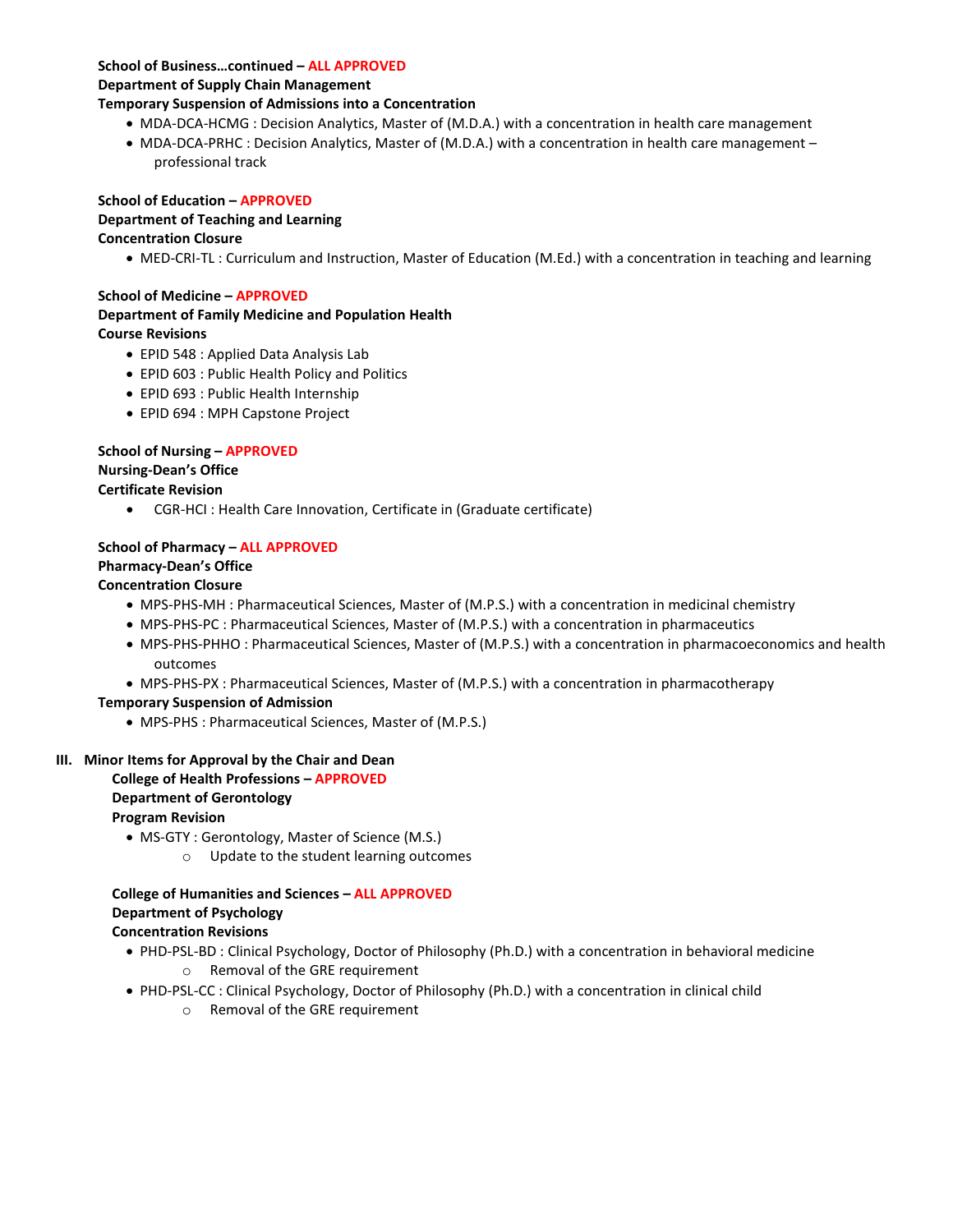**School of Business…continued – ALL APPROVED**
**Department of Supply Chain Management**
**Temporary Suspension of Admissions into a Concentration**

- MDA-DCA-HCMG : Decision Analytics, Master of (M.D.A.) with a concentration in health care management
- MDA-DCA-PRHC : Decision Analytics, Master of (M.D.A.) with a concentration in health care management – professional track

**School of Education – APPROVED**
**Department of Teaching and Learning**
**Concentration Closure**

- MED-CRI-TL : Curriculum and Instruction, Master of Education (M.Ed.) with a concentration in teaching and learning

**School of Medicine – APPROVED**
**Department of Family Medicine and Population Health**
**Course Revisions**

- EPID 548 : Applied Data Analysis Lab
- EPID 603 : Public Health Policy and Politics
- EPID 693 : Public Health Internship
- EPID 694 : MPH Capstone Project

**School of Nursing – APPROVED**
**Nursing-Dean's Office**
**Certificate Revision**

- CGR-HCI : Health Care Innovation, Certificate in (Graduate certificate)

**School of Pharmacy – ALL APPROVED**
**Pharmacy-Dean's Office**
**Concentration Closure**

- MPS-PHS-MH : Pharmaceutical Sciences, Master of (M.P.S.) with a concentration in medicinal chemistry
- MPS-PHS-PC : Pharmaceutical Sciences, Master of (M.P.S.) with a concentration in pharmaceutics
- MPS-PHS-PHHO : Pharmaceutical Sciences, Master of (M.P.S.) with a concentration in pharmacoeconomics and health outcomes
- MPS-PHS-PX : Pharmaceutical Sciences, Master of (M.P.S.) with a concentration in pharmacotherapy

**Temporary Suspension of Admission**

- MPS-PHS : Pharmaceutical Sciences, Master of (M.P.S.)

## III. Minor Items for Approval by the Chair and Dean

**College of Health Professions – APPROVED**
**Department of Gerontology**
**Program Revision**

- MS-GTY : Gerontology, Master of Science (M.S.)
  - Update to the student learning outcomes

**College of Humanities and Sciences – ALL APPROVED**
**Department of Psychology**
**Concentration Revisions**

- PHD-PSL-BD : Clinical Psychology, Doctor of Philosophy (Ph.D.) with a concentration in behavioral medicine
  - Removal of the GRE requirement
- PHD-PSL-CC : Clinical Psychology, Doctor of Philosophy (Ph.D.) with a concentration in clinical child
  - Removal of the GRE requirement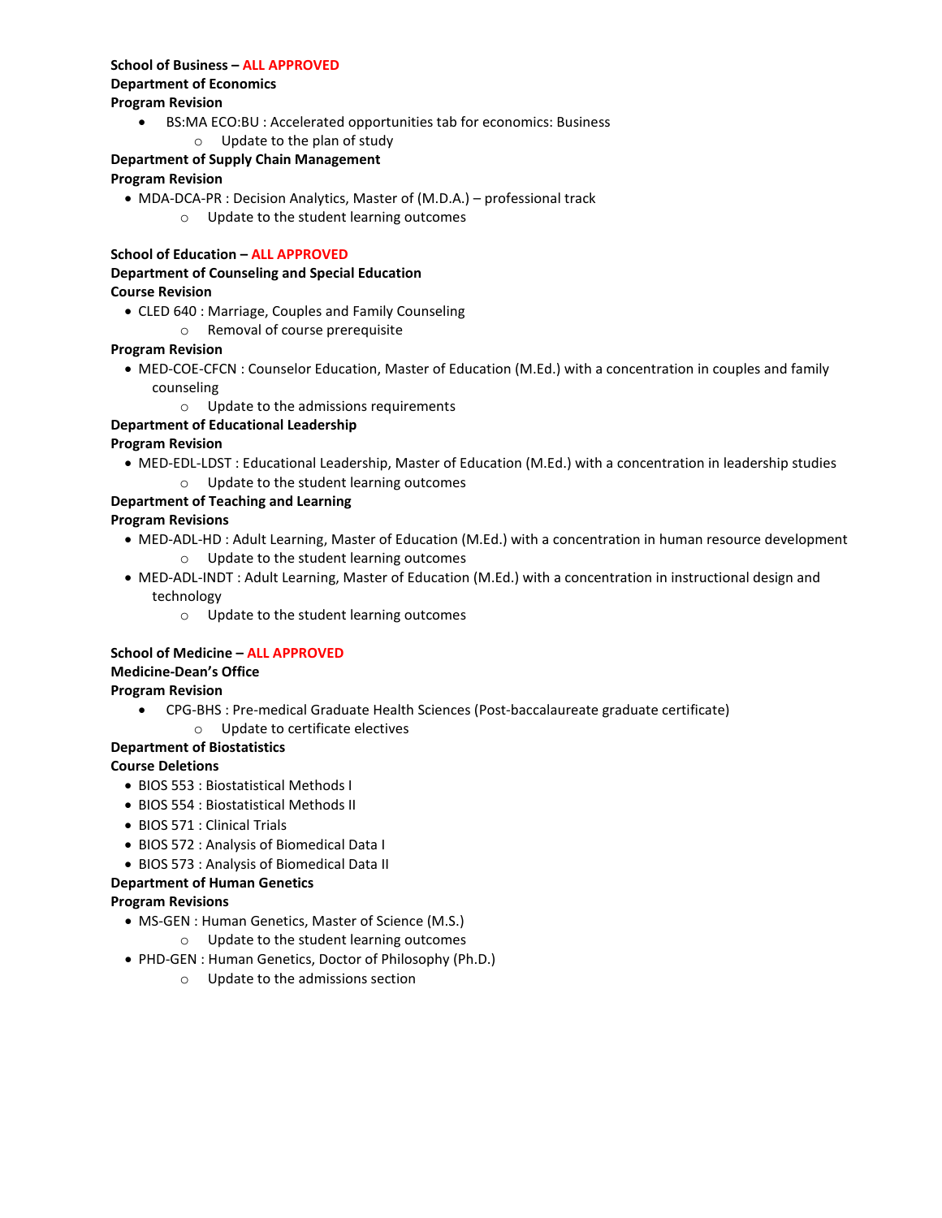**School of Business – ALL APPROVED**

**Department of Economics**

**Program Revision**

- BS:MA ECO:BU : Accelerated opportunities tab for economics: Business
    - Update to the plan of study

**Department of Supply Chain Management**

**Program Revision**

- MDA-DCA-PR : Decision Analytics, Master of (M.D.A.) – professional track
    - Update to the student learning outcomes

**School of Education – ALL APPROVED**

**Department of Counseling and Special Education**

**Course Revision**

- CLED 640 : Marriage, Couples and Family Counseling
    - Removal of course prerequisite

**Program Revision**

- MED-COE-CFCN : Counselor Education, Master of Education (M.Ed.) with a concentration in couples and family counseling
    - Update to the admissions requirements

**Department of Educational Leadership**

**Program Revision**

- MED-EDL-LDST : Educational Leadership, Master of Education (M.Ed.) with a concentration in leadership studies
    - Update to the student learning outcomes

**Department of Teaching and Learning**

**Program Revisions**

- MED-ADL-HD : Adult Learning, Master of Education (M.Ed.) with a concentration in human resource development
    - Update to the student learning outcomes
- MED-ADL-INDT : Adult Learning, Master of Education (M.Ed.) with a concentration in instructional design and technology
    - Update to the student learning outcomes

**School of Medicine – ALL APPROVED**

**Medicine-Dean's Office**

**Program Revision**

- CPG-BHS : Pre-medical Graduate Health Sciences (Post-baccalaureate graduate certificate)
    - Update to certificate electives

**Department of Biostatistics**

**Course Deletions**

- BIOS 553 : Biostatistical Methods I
- BIOS 554 : Biostatistical Methods II
- BIOS 571 : Clinical Trials
- BIOS 572 : Analysis of Biomedical Data I
- BIOS 573 : Analysis of Biomedical Data II

**Department of Human Genetics**

**Program Revisions**

- MS-GEN : Human Genetics, Master of Science (M.S.)
    - Update to the student learning outcomes
- PHD-GEN : Human Genetics, Doctor of Philosophy (Ph.D.)
    - Update to the admissions section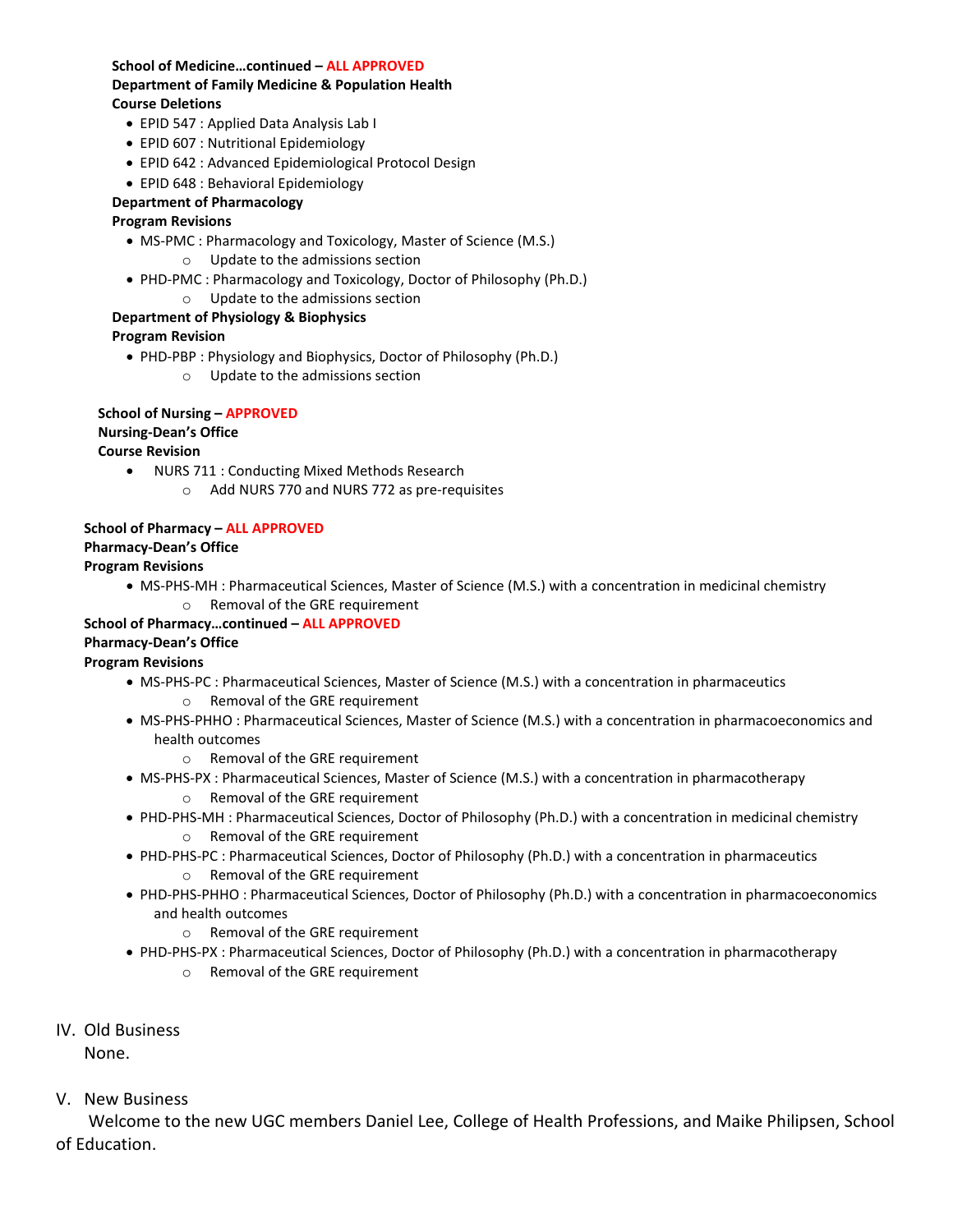**School of Medicine…continued – ALL APPROVED**
**Department of Family Medicine & Population Health**
**Course Deletions**

- EPID 547 : Applied Data Analysis Lab I
- EPID 607 : Nutritional Epidemiology
- EPID 642 : Advanced Epidemiological Protocol Design
- EPID 648 : Behavioral Epidemiology

**Department of Pharmacology**
**Program Revisions**

- MS-PMC : Pharmacology and Toxicology, Master of Science (M.S.)
  - Update to the admissions section
- PHD-PMC : Pharmacology and Toxicology, Doctor of Philosophy (Ph.D.)
  - Update to the admissions section

**Department of Physiology & Biophysics**
**Program Revision**

- PHD-PBP : Physiology and Biophysics, Doctor of Philosophy (Ph.D.)
  - Update to the admissions section

**School of Nursing – APPROVED**
**Nursing-Dean's Office**
**Course Revision**

- NURS 711 : Conducting Mixed Methods Research
  - Add NURS 770 and NURS 772 as pre-requisites

**School of Pharmacy – ALL APPROVED**
**Pharmacy-Dean's Office**
**Program Revisions**

- MS-PHS-MH : Pharmaceutical Sciences, Master of Science (M.S.) with a concentration in medicinal chemistry
  - Removal of the GRE requirement

**School of Pharmacy…continued – ALL APPROVED**
**Pharmacy-Dean's Office**
**Program Revisions**

- MS-PHS-PC : Pharmaceutical Sciences, Master of Science (M.S.) with a concentration in pharmaceutics
  - Removal of the GRE requirement
- MS-PHS-PHHO : Pharmaceutical Sciences, Master of Science (M.S.) with a concentration in pharmacoeconomics and health outcomes
  - Removal of the GRE requirement
- MS-PHS-PX : Pharmaceutical Sciences, Master of Science (M.S.) with a concentration in pharmacotherapy
  - Removal of the GRE requirement
- PHD-PHS-MH : Pharmaceutical Sciences, Doctor of Philosophy (Ph.D.) with a concentration in medicinal chemistry
  - Removal of the GRE requirement
- PHD-PHS-PC : Pharmaceutical Sciences, Doctor of Philosophy (Ph.D.) with a concentration in pharmaceutics
  - Removal of the GRE requirement
- PHD-PHS-PHHO : Pharmaceutical Sciences, Doctor of Philosophy (Ph.D.) with a concentration in pharmacoeconomics and health outcomes
  - Removal of the GRE requirement
- PHD-PHS-PX : Pharmaceutical Sciences, Doctor of Philosophy (Ph.D.) with a concentration in pharmacotherapy
  - Removal of the GRE requirement

IV. Old Business

None.

V. New Business

Welcome to the new UGC members Daniel Lee, College of Health Professions, and Maike Philipsen, School of Education.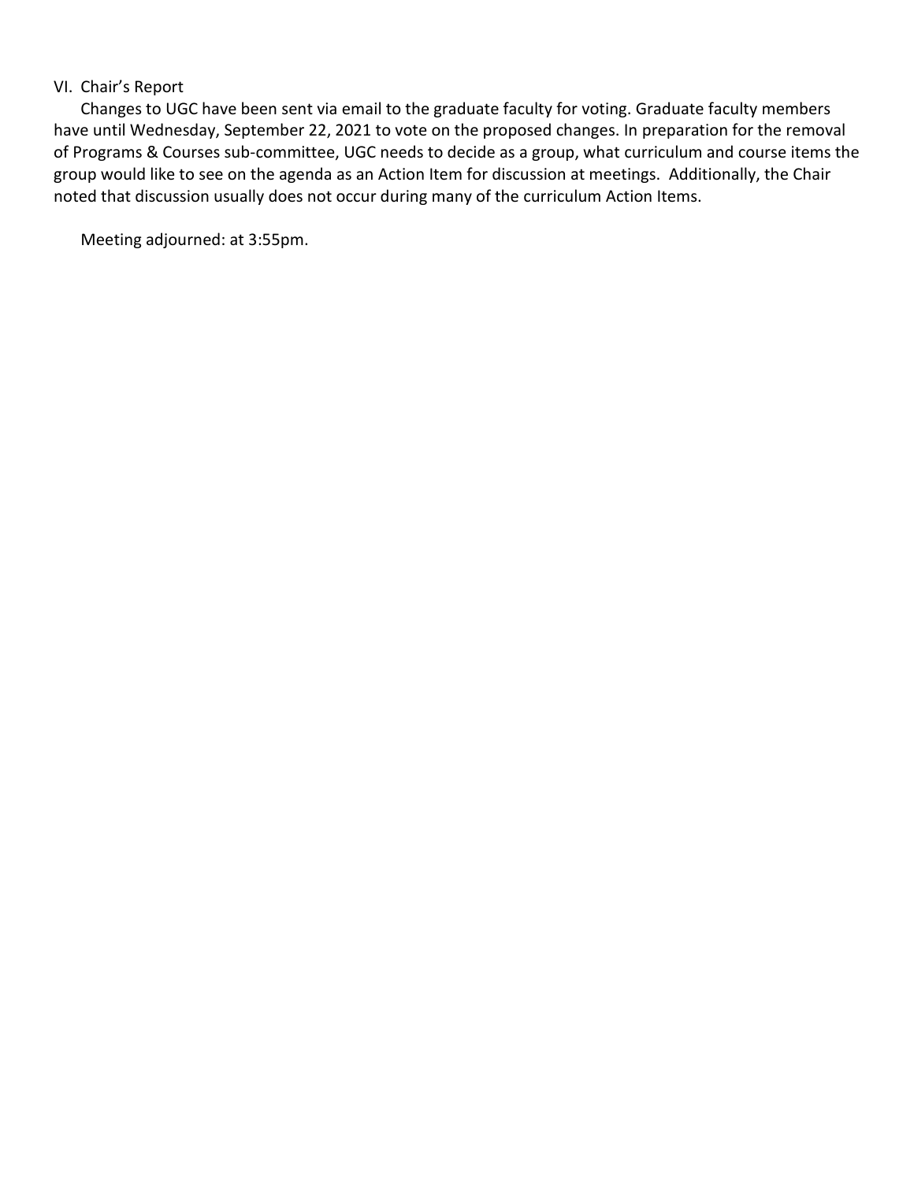VI. Chair's Report

Changes to UGC have been sent via email to the graduate faculty for voting. Graduate faculty members have until Wednesday, September 22, 2021 to vote on the proposed changes. In preparation for the removal of Programs & Courses sub-committee, UGC needs to decide as a group, what curriculum and course items the group would like to see on the agenda as an Action Item for discussion at meetings. Additionally, the Chair noted that discussion usually does not occur during many of the curriculum Action Items.

Meeting adjourned: at 3:55pm.